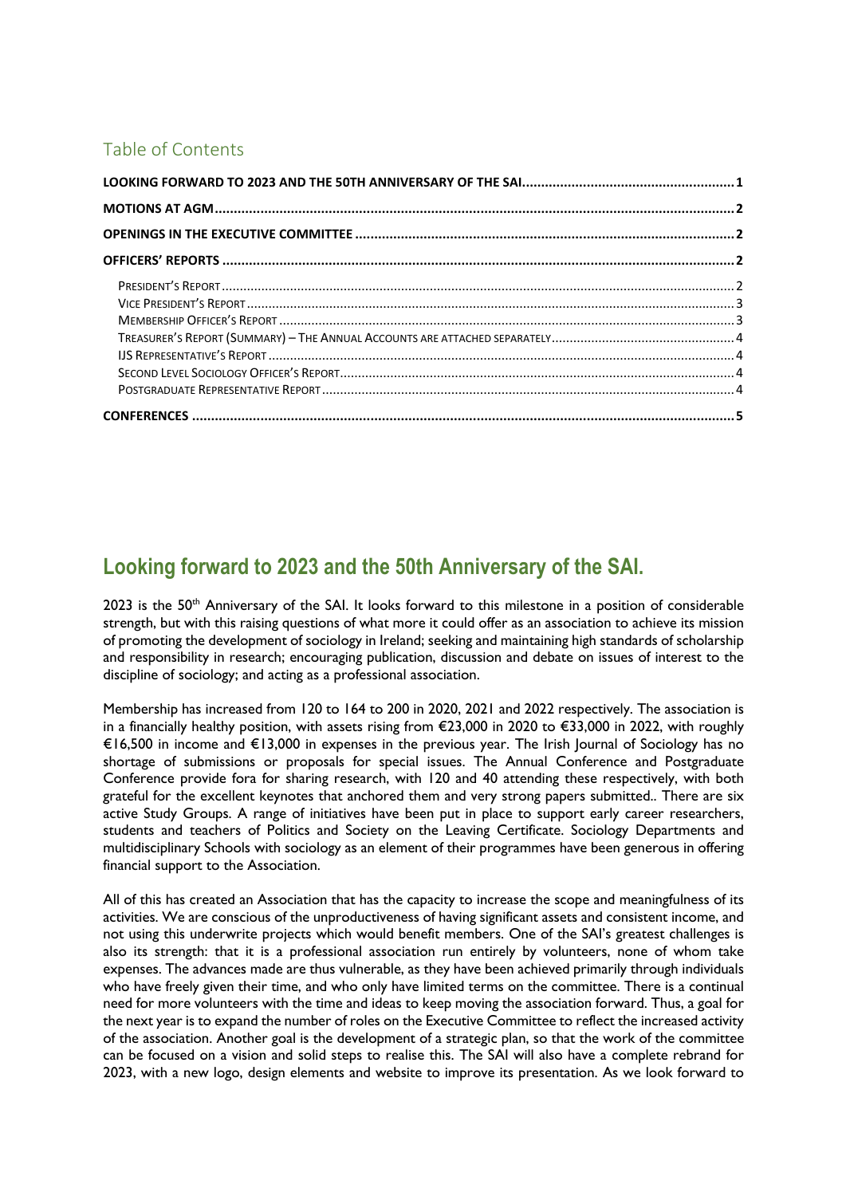## Table of Contents

- **LOOKING FORWARD TO 2023 AND THE 50TH ANNIVERSARY OF THE SAI** ........ 1
- **MOTIONS AT AGM** ........ 2
- **OPENINGS IN THE EXECUTIVE COMMITTEE** ........ 2
- **OFFICERS' REPORTS** ........ 2
  - PRESIDENT'S REPORT ........ 2
  - VICE PRESIDENT'S REPORT ........ 3
  - MEMBERSHIP OFFICER'S REPORT ........ 3
  - TREASURER'S REPORT (SUMMARY) – THE ANNUAL ACCOUNTS ARE ATTACHED SEPARATELY ........ 4
  - IJS REPRESENTATIVE'S REPORT ........ 4
  - SECOND LEVEL SOCIOLOGY OFFICER'S REPORT ........ 4
  - POSTGRADUATE REPRESENTATIVE REPORT ........ 4
- **CONFERENCES** ........ 5

# Looking forward to 2023 and the 50th Anniversary of the SAI.

2023 is the 50th Anniversary of the SAI. It looks forward to this milestone in a position of considerable strength, but with this raising questions of what more it could offer as an association to achieve its mission of promoting the development of sociology in Ireland; seeking and maintaining high standards of scholarship and responsibility in research; encouraging publication, discussion and debate on issues of interest to the discipline of sociology; and acting as a professional association.

Membership has increased from 120 to 164 to 200 in 2020, 2021 and 2022 respectively. The association is in a financially healthy position, with assets rising from €23,000 in 2020 to €33,000 in 2022, with roughly €16,500 in income and €13,000 in expenses in the previous year. The Irish Journal of Sociology has no shortage of submissions or proposals for special issues. The Annual Conference and Postgraduate Conference provide fora for sharing research, with 120 and 40 attending these respectively, with both grateful for the excellent keynotes that anchored them and very strong papers submitted.. There are six active Study Groups. A range of initiatives have been put in place to support early career researchers, students and teachers of Politics and Society on the Leaving Certificate. Sociology Departments and multidisciplinary Schools with sociology as an element of their programmes have been generous in offering financial support to the Association.

All of this has created an Association that has the capacity to increase the scope and meaningfulness of its activities. We are conscious of the unproductiveness of having significant assets and consistent income, and not using this underwrite projects which would benefit members. One of the SAI's greatest challenges is also its strength: that it is a professional association run entirely by volunteers, none of whom take expenses. The advances made are thus vulnerable, as they have been achieved primarily through individuals who have freely given their time, and who only have limited terms on the committee. There is a continual need for more volunteers with the time and ideas to keep moving the association forward. Thus, a goal for the next year is to expand the number of roles on the Executive Committee to reflect the increased activity of the association. Another goal is the development of a strategic plan, so that the work of the committee can be focused on a vision and solid steps to realise this. The SAI will also have a complete rebrand for 2023, with a new logo, design elements and website to improve its presentation. As we look forward to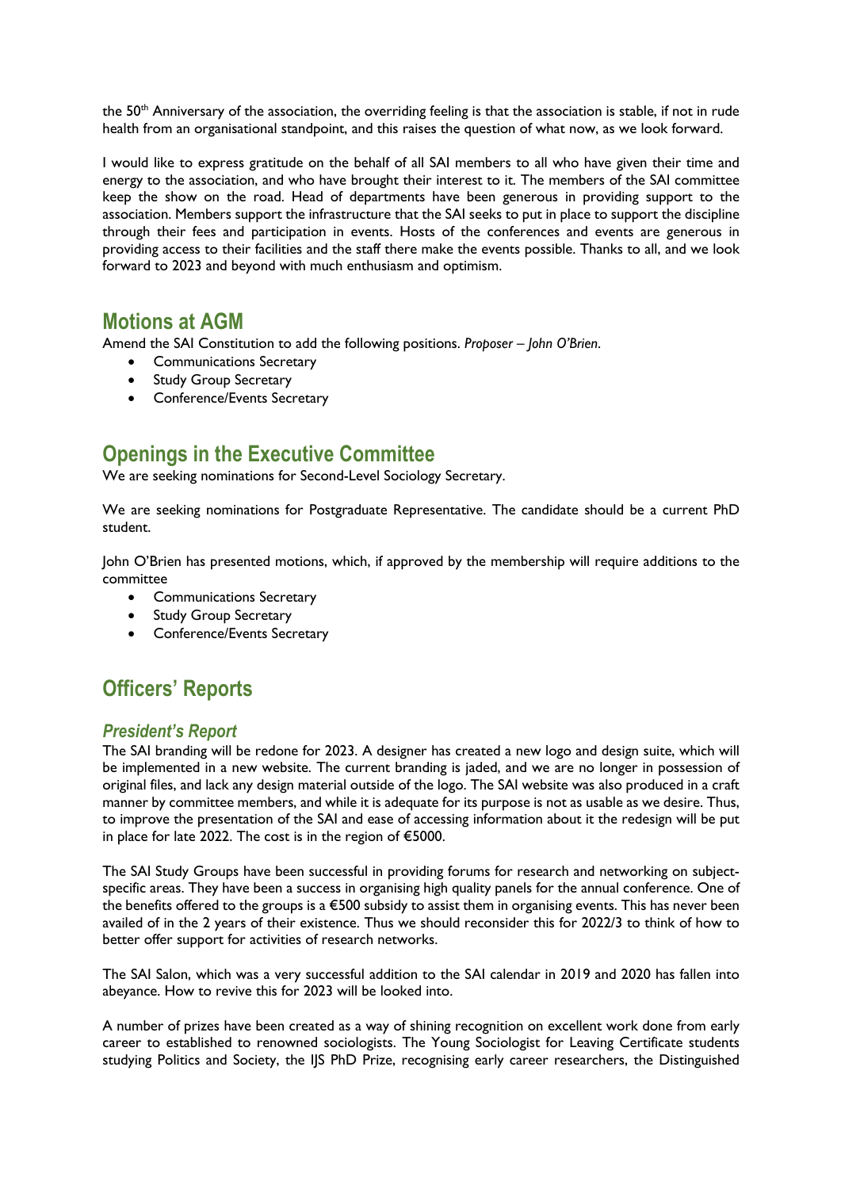the 50th Anniversary of the association, the overriding feeling is that the association is stable, if not in rude health from an organisational standpoint, and this raises the question of what now, as we look forward.

I would like to express gratitude on the behalf of all SAI members to all who have given their time and energy to the association, and who have brought their interest to it. The members of the SAI committee keep the show on the road. Head of departments have been generous in providing support to the association. Members support the infrastructure that the SAI seeks to put in place to support the discipline through their fees and participation in events. Hosts of the conferences and events are generous in providing access to their facilities and the staff there make the events possible. Thanks to all, and we look forward to 2023 and beyond with much enthusiasm and optimism.

## Motions at AGM

Amend the SAI Constitution to add the following positions. *Proposer – John O'Brien*.

- Communications Secretary
- Study Group Secretary
- Conference/Events Secretary

## Openings in the Executive Committee

We are seeking nominations for Second-Level Sociology Secretary.

We are seeking nominations for Postgraduate Representative. The candidate should be a current PhD student.

John O'Brien has presented motions, which, if approved by the membership will require additions to the committee

- Communications Secretary
- Study Group Secretary
- Conference/Events Secretary

## Officers' Reports

### *President's Report*

The SAI branding will be redone for 2023. A designer has created a new logo and design suite, which will be implemented in a new website. The current branding is jaded, and we are no longer in possession of original files, and lack any design material outside of the logo. The SAI website was also produced in a craft manner by committee members, and while it is adequate for its purpose is not as usable as we desire. Thus, to improve the presentation of the SAI and ease of accessing information about it the redesign will be put in place for late 2022. The cost is in the region of €5000.

The SAI Study Groups have been successful in providing forums for research and networking on subject-specific areas. They have been a success in organising high quality panels for the annual conference. One of the benefits offered to the groups is a €500 subsidy to assist them in organising events. This has never been availed of in the 2 years of their existence. Thus we should reconsider this for 2022/3 to think of how to better offer support for activities of research networks.

The SAI Salon, which was a very successful addition to the SAI calendar in 2019 and 2020 has fallen into abeyance. How to revive this for 2023 will be looked into.

A number of prizes have been created as a way of shining recognition on excellent work done from early career to established to renowned sociologists. The Young Sociologist for Leaving Certificate students studying Politics and Society, the IJS PhD Prize, recognising early career researchers, the Distinguished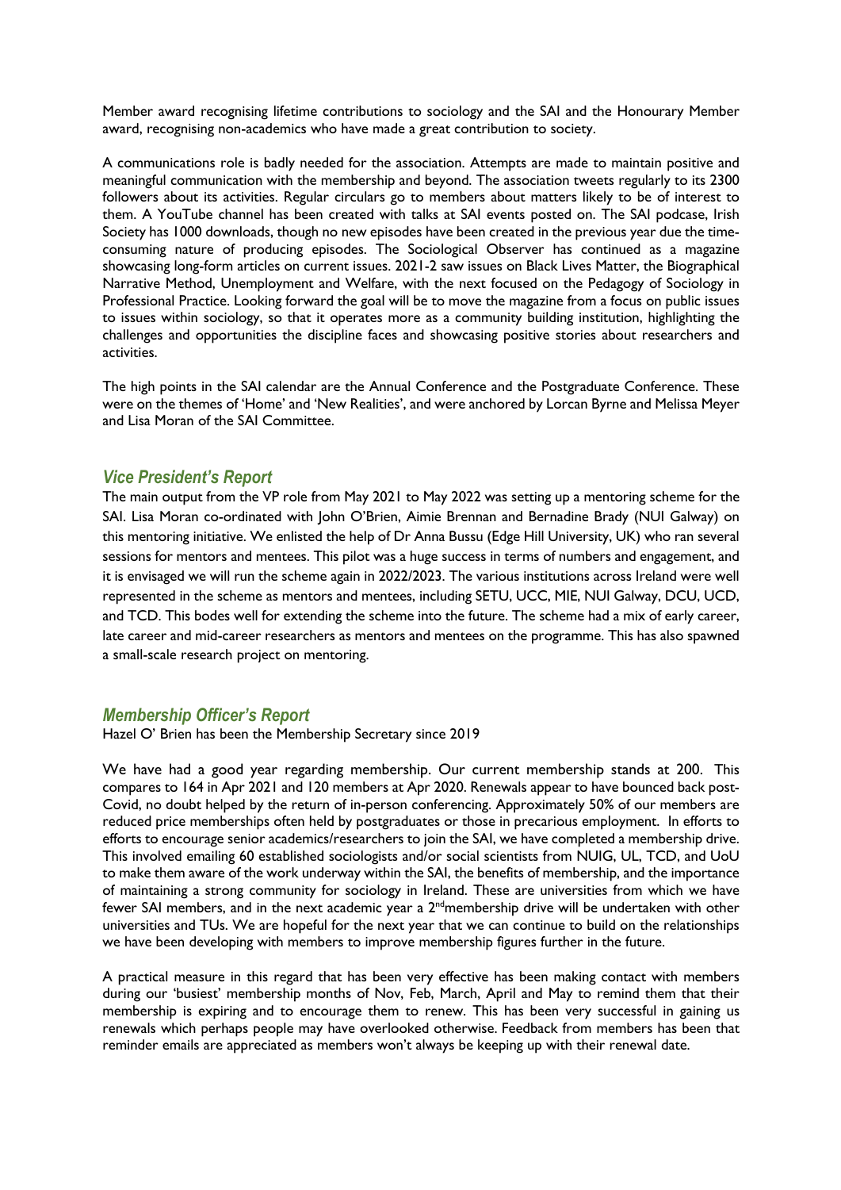Member award recognising lifetime contributions to sociology and the SAI and the Honourary Member award, recognising non-academics who have made a great contribution to society.

A communications role is badly needed for the association. Attempts are made to maintain positive and meaningful communication with the membership and beyond. The association tweets regularly to its 2300 followers about its activities. Regular circulars go to members about matters likely to be of interest to them. A YouTube channel has been created with talks at SAI events posted on. The SAI podcase, Irish Society has 1000 downloads, though no new episodes have been created in the previous year due the time-consuming nature of producing episodes. The Sociological Observer has continued as a magazine showcasing long-form articles on current issues. 2021-2 saw issues on Black Lives Matter, the Biographical Narrative Method, Unemployment and Welfare, with the next focused on the Pedagogy of Sociology in Professional Practice. Looking forward the goal will be to move the magazine from a focus on public issues to issues within sociology, so that it operates more as a community building institution, highlighting the challenges and opportunities the discipline faces and showcasing positive stories about researchers and activities.

The high points in the SAI calendar are the Annual Conference and the Postgraduate Conference. These were on the themes of 'Home' and 'New Realities', and were anchored by Lorcan Byrne and Melissa Meyer and Lisa Moran of the SAI Committee.

## *Vice President's Report*

The main output from the VP role from May 2021 to May 2022 was setting up a mentoring scheme for the SAI. Lisa Moran co-ordinated with John O'Brien, Aimie Brennan and Bernadine Brady (NUI Galway) on this mentoring initiative. We enlisted the help of Dr Anna Bussu (Edge Hill University, UK) who ran several sessions for mentors and mentees. This pilot was a huge success in terms of numbers and engagement, and it is envisaged we will run the scheme again in 2022/2023. The various institutions across Ireland were well represented in the scheme as mentors and mentees, including SETU, UCC, MIE, NUI Galway, DCU, UCD, and TCD. This bodes well for extending the scheme into the future. The scheme had a mix of early career, late career and mid-career researchers as mentors and mentees on the programme. This has also spawned a small-scale research project on mentoring.

## *Membership Officer's Report*

Hazel O' Brien has been the Membership Secretary since 2019

We have had a good year regarding membership. Our current membership stands at 200. This compares to 164 in Apr 2021 and 120 members at Apr 2020. Renewals appear to have bounced back post-Covid, no doubt helped by the return of in-person conferencing. Approximately 50% of our members are reduced price memberships often held by postgraduates or those in precarious employment. In efforts to efforts to encourage senior academics/researchers to join the SAI, we have completed a membership drive. This involved emailing 60 established sociologists and/or social scientists from NUIG, UL, TCD, and UoU to make them aware of the work underway within the SAI, the benefits of membership, and the importance of maintaining a strong community for sociology in Ireland. These are universities from which we have fewer SAI members, and in the next academic year a 2nd membership drive will be undertaken with other universities and TUs. We are hopeful for the next year that we can continue to build on the relationships we have been developing with members to improve membership figures further in the future.

A practical measure in this regard that has been very effective has been making contact with members during our 'busiest' membership months of Nov, Feb, March, April and May to remind them that their membership is expiring and to encourage them to renew. This has been very successful in gaining us renewals which perhaps people may have overlooked otherwise. Feedback from members has been that reminder emails are appreciated as members won't always be keeping up with their renewal date.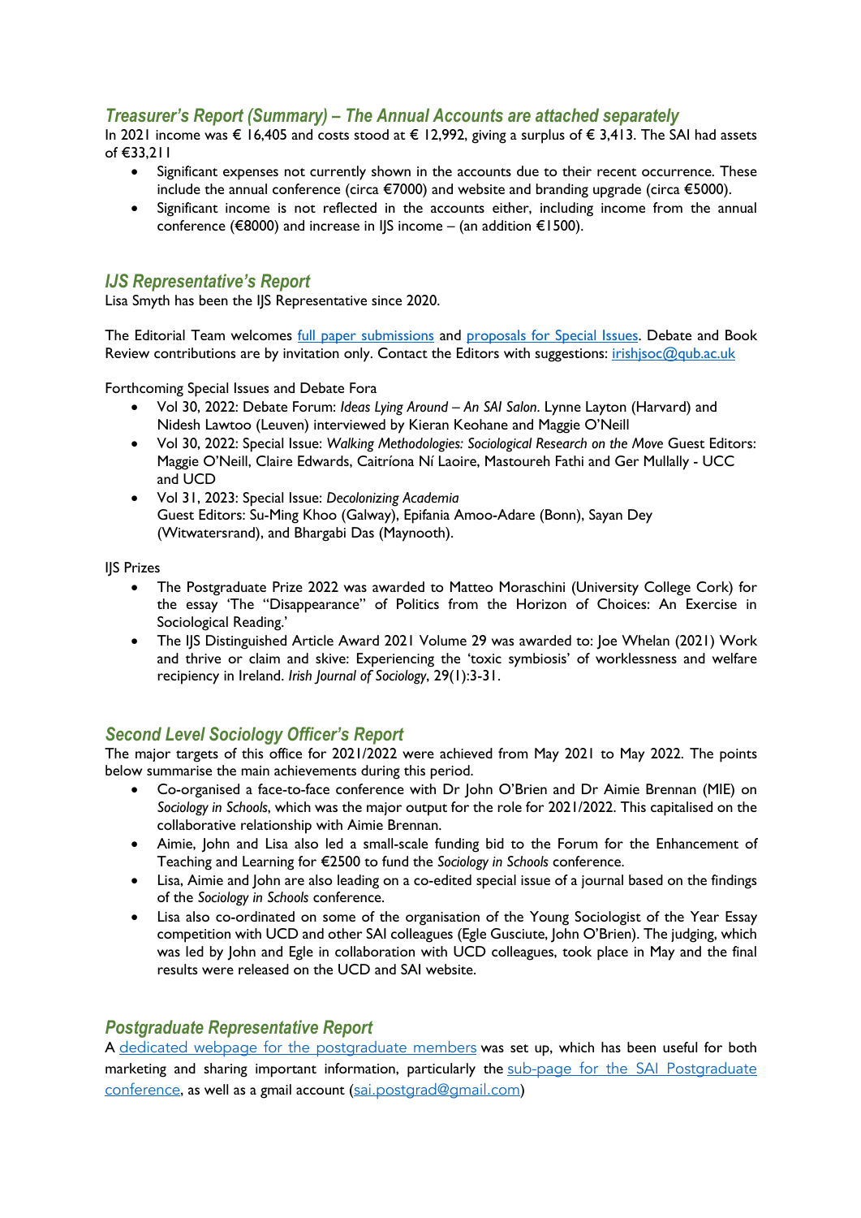## *Treasurer's Report (Summary) – The Annual Accounts are attached separately*

In 2021 income was € 16,405 and costs stood at € 12,992, giving a surplus of € 3,413. The SAI had assets of €33,211

- Significant expenses not currently shown in the accounts due to their recent occurrence. These include the annual conference (circa €7000) and website and branding upgrade (circa €5000).
- Significant income is not reflected in the accounts either, including income from the annual conference (€8000) and increase in IJS income – (an addition €1500).

## *IJS Representative's Report*

Lisa Smyth has been the IJS Representative since 2020.

The Editorial Team welcomes full paper submissions and proposals for Special Issues. Debate and Book Review contributions are by invitation only. Contact the Editors with suggestions: irishjsoc@qub.ac.uk

Forthcoming Special Issues and Debate Fora

- Vol 30, 2022: Debate Forum: *Ideas Lying Around – An SAI Salon*. Lynne Layton (Harvard) and Nidesh Lawtoo (Leuven) interviewed by Kieran Keohane and Maggie O'Neill
- Vol 30, 2022: Special Issue: *Walking Methodologies: Sociological Research on the Move* Guest Editors: Maggie O'Neill, Claire Edwards, Caitríona Ní Laoire, Mastoureh Fathi and Ger Mullally - UCC and UCD
- Vol 31, 2023: Special Issue: *Decolonizing Academia*
  Guest Editors: Su-Ming Khoo (Galway), Epifania Amoo-Adare (Bonn), Sayan Dey (Witwatersrand), and Bhargabi Das (Maynooth).

IJS Prizes

- The Postgraduate Prize 2022 was awarded to Matteo Moraschini (University College Cork) for the essay 'The "Disappearance" of Politics from the Horizon of Choices: An Exercise in Sociological Reading.'
- The IJS Distinguished Article Award 2021 Volume 29 was awarded to: Joe Whelan (2021) Work and thrive or claim and skive: Experiencing the 'toxic symbiosis' of worklessness and welfare recipiency in Ireland. *Irish Journal of Sociology*, 29(1):3-31.

## *Second Level Sociology Officer's Report*

The major targets of this office for 2021/2022 were achieved from May 2021 to May 2022. The points below summarise the main achievements during this period.

- Co-organised a face-to-face conference with Dr John O'Brien and Dr Aimie Brennan (MIE) on *Sociology in Schools*, which was the major output for the role for 2021/2022. This capitalised on the collaborative relationship with Aimie Brennan.
- Aimie, John and Lisa also led a small-scale funding bid to the Forum for the Enhancement of Teaching and Learning for €2500 to fund the *Sociology in Schools* conference.
- Lisa, Aimie and John are also leading on a co-edited special issue of a journal based on the findings of the *Sociology in Schools* conference.
- Lisa also co-ordinated on some of the organisation of the Young Sociologist of the Year Essay competition with UCD and other SAI colleagues (Egle Gusciute, John O'Brien). The judging, which was led by John and Egle in collaboration with UCD colleagues, took place in May and the final results were released on the UCD and SAI website.

## *Postgraduate Representative Report*

A dedicated webpage for the postgraduate members was set up, which has been useful for both marketing and sharing important information, particularly the sub-page for the SAI Postgraduate conference, as well as a gmail account (sai.postgrad@gmail.com)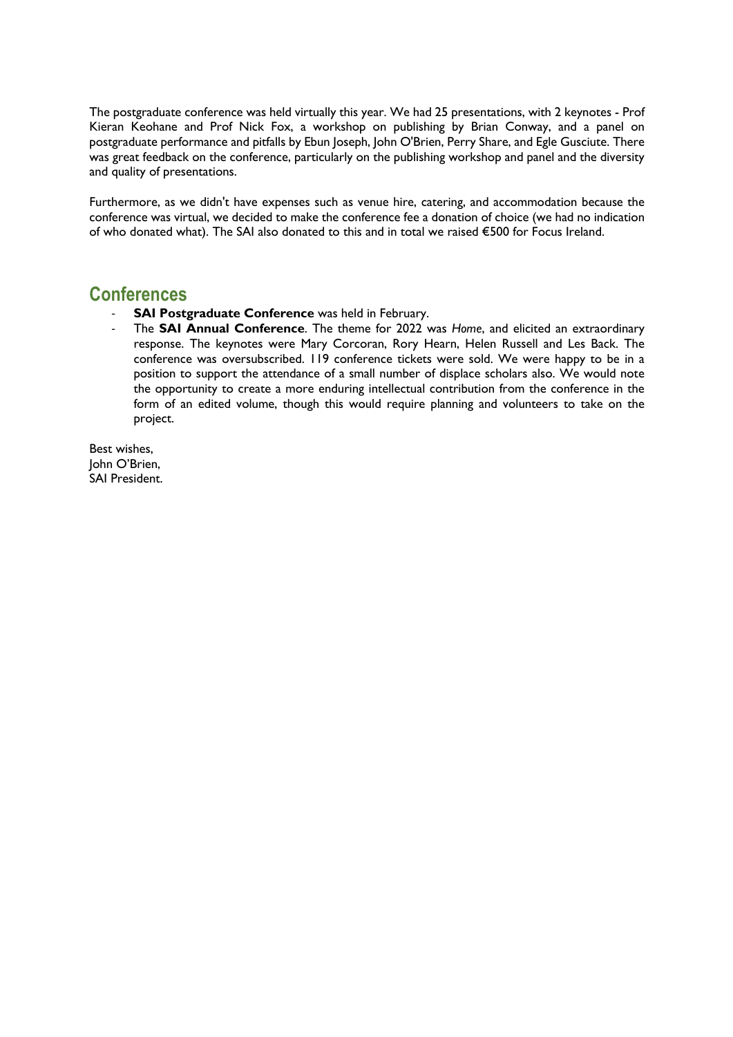The postgraduate conference was held virtually this year. We had 25 presentations, with 2 keynotes - Prof Kieran Keohane and Prof Nick Fox, a workshop on publishing by Brian Conway, and a panel on postgraduate performance and pitfalls by Ebun Joseph, John O'Brien, Perry Share, and Egle Gusciute. There was great feedback on the conference, particularly on the publishing workshop and panel and the diversity and quality of presentations.

Furthermore, as we didn't have expenses such as venue hire, catering, and accommodation because the conference was virtual, we decided to make the conference fee a donation of choice (we had no indication of who donated what). The SAI also donated to this and in total we raised €500 for Focus Ireland.

## Conferences

- **SAI Postgraduate Conference** was held in February.
- The **SAI Annual Conference**. The theme for 2022 was *Home*, and elicited an extraordinary response. The keynotes were Mary Corcoran, Rory Hearn, Helen Russell and Les Back. The conference was oversubscribed. 119 conference tickets were sold. We were happy to be in a position to support the attendance of a small number of displace scholars also. We would note the opportunity to create a more enduring intellectual contribution from the conference in the form of an edited volume, though this would require planning and volunteers to take on the project.

Best wishes,
John O'Brien,
SAI President.